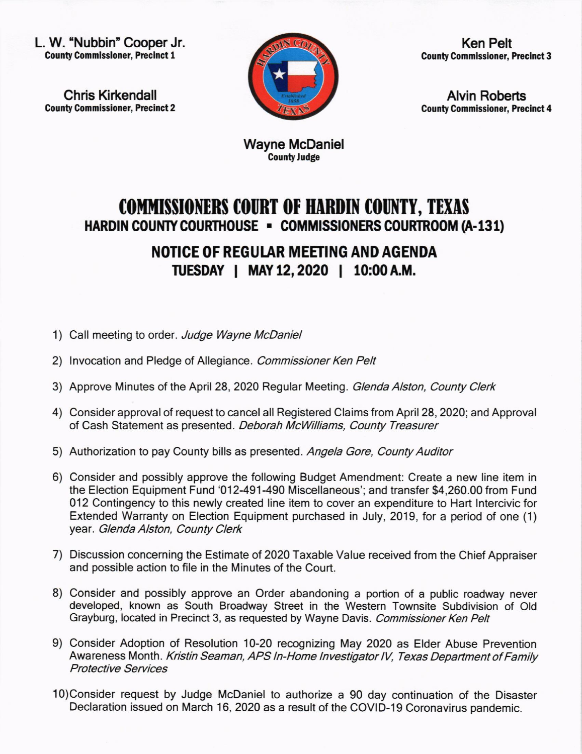**L. W. "Nubbin" Cooper Jr.**
**County Commissioner, Precinct 1**

**Chris Kirkendall**
**County Commissioner, Precinct 2**

**Ken Pelt**
**County Commissioner, Precinct 3**

**Alvin Roberts**
**County Commissioner, Precinct 4**

**Wayne McDaniel**
**County Judge**

# COMMISSIONERS COURT OF HARDIN COUNTY, TEXAS

## HARDIN COUNTY COURTHOUSE ▪ COMMISSIONERS COURTROOM (A-131)

## NOTICE OF REGULAR MEETING AND AGENDA

## TUESDAY | MAY 12, 2020 | 10:00 A.M.

1) Call meeting to order. *Judge Wayne McDaniel*

2) Invocation and Pledge of Allegiance. *Commissioner Ken Pelt*

3) Approve Minutes of the April 28, 2020 Regular Meeting. *Glenda Alston, County Clerk*

4) Consider approval of request to cancel all Registered Claims from April 28, 2020; and Approval of Cash Statement as presented. *Deborah McWilliams, County Treasurer*

5) Authorization to pay County bills as presented. *Angela Gore, County Auditor*

6) Consider and possibly approve the following Budget Amendment: Create a new line item in the Election Equipment Fund '012-491-490 Miscellaneous'; and transfer $4,260.00 from Fund 012 Contingency to this newly created line item to cover an expenditure to Hart Intercivic for Extended Warranty on Election Equipment purchased in July, 2019, for a period of one (1) year. *Glenda Alston, County Clerk*

7) Discussion concerning the Estimate of 2020 Taxable Value received from the Chief Appraiser and possible action to file in the Minutes of the Court.

8) Consider and possibly approve an Order abandoning a portion of a public roadway never developed, known as South Broadway Street in the Western Townsite Subdivision of Old Grayburg, located in Precinct 3, as requested by Wayne Davis. *Commissioner Ken Pelt*

9) Consider Adoption of Resolution 10-20 recognizing May 2020 as Elder Abuse Prevention Awareness Month. *Kristin Seaman, APS In-Home Investigator IV, Texas Department of Family Protective Services*

10) Consider request by Judge McDaniel to authorize a 90 day continuation of the Disaster Declaration issued on March 16, 2020 as a result of the COVID-19 Coronavirus pandemic.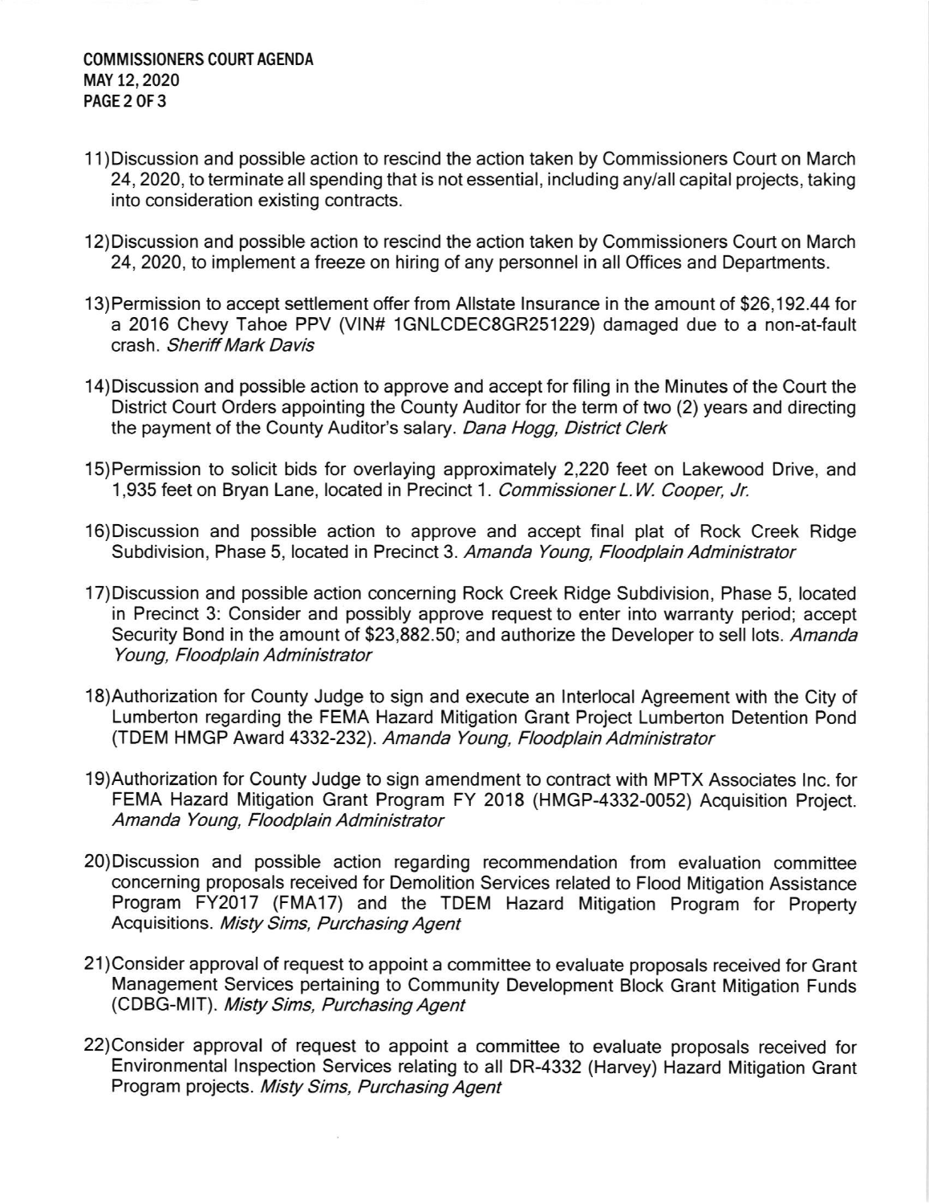11) Discussion and possible action to rescind the action taken by Commissioners Court on March 24, 2020, to terminate all spending that is not essential, including any/all capital projects, taking into consideration existing contracts.

12) Discussion and possible action to rescind the action taken by Commissioners Court on March 24, 2020, to implement a freeze on hiring of any personnel in all Offices and Departments.

13) Permission to accept settlement offer from Allstate Insurance in the amount of $26,192.44 for a 2016 Chevy Tahoe PPV (VIN# 1GNLCDEC8GR251229) damaged due to a non-at-fault crash. *Sheriff Mark Davis*

14) Discussion and possible action to approve and accept for filing in the Minutes of the Court the District Court Orders appointing the County Auditor for the term of two (2) years and directing the payment of the County Auditor's salary. *Dana Hogg, District Clerk*

15) Permission to solicit bids for overlaying approximately 2,220 feet on Lakewood Drive, and 1,935 feet on Bryan Lane, located in Precinct 1. *Commissioner L.W. Cooper, Jr.*

16) Discussion and possible action to approve and accept final plat of Rock Creek Ridge Subdivision, Phase 5, located in Precinct 3. *Amanda Young, Floodplain Administrator*

17) Discussion and possible action concerning Rock Creek Ridge Subdivision, Phase 5, located in Precinct 3: Consider and possibly approve request to enter into warranty period; accept Security Bond in the amount of $23,882.50; and authorize the Developer to sell lots. *Amanda Young, Floodplain Administrator*

18) Authorization for County Judge to sign and execute an Interlocal Agreement with the City of Lumberton regarding the FEMA Hazard Mitigation Grant Project Lumberton Detention Pond (TDEM HMGP Award 4332-232). *Amanda Young, Floodplain Administrator*

19) Authorization for County Judge to sign amendment to contract with MPTX Associates Inc. for FEMA Hazard Mitigation Grant Program FY 2018 (HMGP-4332-0052) Acquisition Project. *Amanda Young, Floodplain Administrator*

20) Discussion and possible action regarding recommendation from evaluation committee concerning proposals received for Demolition Services related to Flood Mitigation Assistance Program FY2017 (FMA17) and the TDEM Hazard Mitigation Program for Property Acquisitions. *Misty Sims, Purchasing Agent*

21) Consider approval of request to appoint a committee to evaluate proposals received for Grant Management Services pertaining to Community Development Block Grant Mitigation Funds (CDBG-MIT). *Misty Sims, Purchasing Agent*

22) Consider approval of request to appoint a committee to evaluate proposals received for Environmental Inspection Services relating to all DR-4332 (Harvey) Hazard Mitigation Grant Program projects. *Misty Sims, Purchasing Agent*